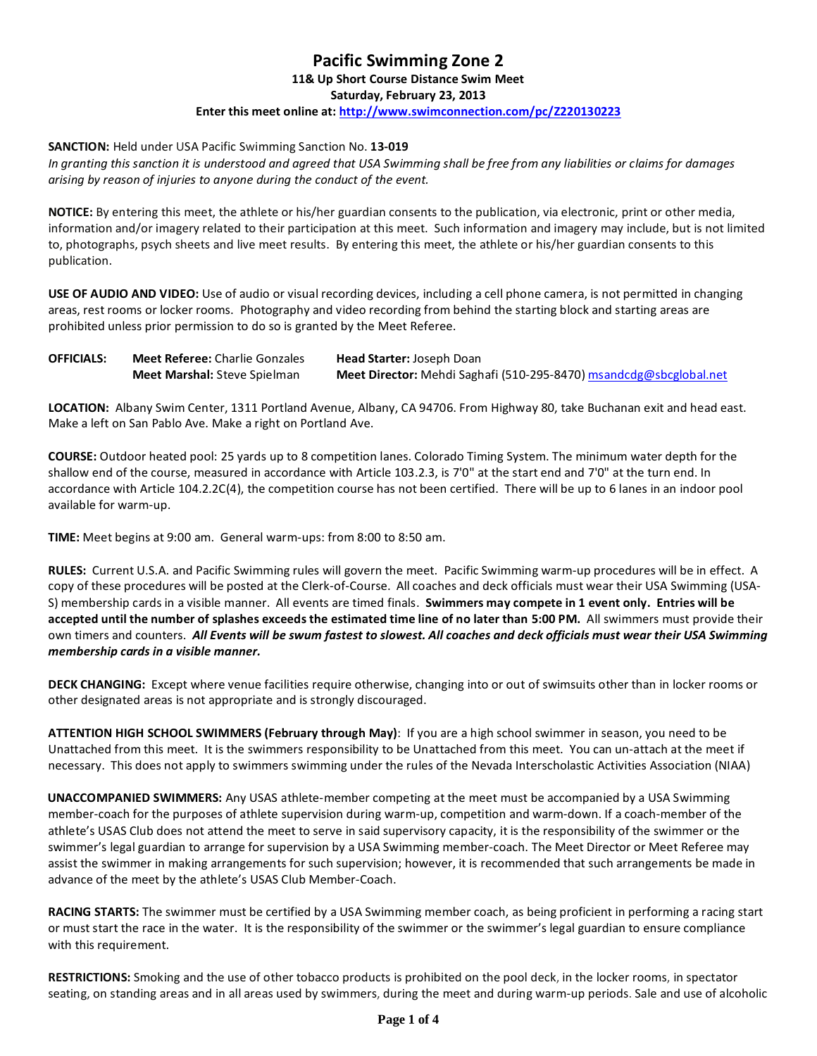# Pacific Swimming Zone 2

**11& Up Short Course Distance Swim Meet**

**Saturday, February 23, 2013**

**Enter this meet online at: http://www.swimconnection.com/pc/Z220130223**

**SANCTION:** Held under USA Pacific Swimming Sanction No. **13-019**
*In granting this sanction it is understood and agreed that USA Swimming shall be free from any liabilities or claims for damages arising by reason of injuries to anyone during the conduct of the event.*

**NOTICE:** By entering this meet, the athlete or his/her guardian consents to the publication, via electronic, print or other media, information and/or imagery related to their participation at this meet. Such information and imagery may include, but is not limited to, photographs, psych sheets and live meet results. By entering this meet, the athlete or his/her guardian consents to this publication.

**USE OF AUDIO AND VIDEO:** Use of audio or visual recording devices, including a cell phone camera, is not permitted in changing areas, rest rooms or locker rooms. Photography and video recording from behind the starting block and starting areas are prohibited unless prior permission to do so is granted by the Meet Referee.

| **OFFICIALS:** | **Meet Referee:** Charlie Gonzales | **Head Starter:** Joseph Doan |
|---|---|---|
| | **Meet Marshal:** Steve Spielman | **Meet Director:** Mehdi Saghafi (510-295-8470) msandcdg@sbcglobal.net |

**LOCATION:** Albany Swim Center, 1311 Portland Avenue, Albany, CA 94706. From Highway 80, take Buchanan exit and head east. Make a left on San Pablo Ave. Make a right on Portland Ave.

**COURSE:** Outdoor heated pool: 25 yards up to 8 competition lanes. Colorado Timing System. The minimum water depth for the shallow end of the course, measured in accordance with Article 103.2.3, is 7'0" at the start end and 7'0" at the turn end. In accordance with Article 104.2.2C(4), the competition course has not been certified. There will be up to 6 lanes in an indoor pool available for warm-up.

**TIME:** Meet begins at 9:00 am. General warm-ups: from 8:00 to 8:50 am.

**RULES:** Current U.S.A. and Pacific Swimming rules will govern the meet. Pacific Swimming warm-up procedures will be in effect. A copy of these procedures will be posted at the Clerk-of-Course. All coaches and deck officials must wear their USA Swimming (USA-S) membership cards in a visible manner. All events are timed finals. **Swimmers may compete in 1 event only. Entries will be accepted until the number of splashes exceeds the estimated time line of no later than 5:00 PM.** All swimmers must provide their own timers and counters. ***All Events will be swum fastest to slowest. All coaches and deck officials must wear their USA Swimming membership cards in a visible manner.***

**DECK CHANGING:** Except where venue facilities require otherwise, changing into or out of swimsuits other than in locker rooms or other designated areas is not appropriate and is strongly discouraged.

**ATTENTION HIGH SCHOOL SWIMMERS (February through May)**: If you are a high school swimmer in season, you need to be Unattached from this meet. It is the swimmers responsibility to be Unattached from this meet. You can un-attach at the meet if necessary. This does not apply to swimmers swimming under the rules of the Nevada Interscholastic Activities Association (NIAA)

**UNACCOMPANIED SWIMMERS:** Any USAS athlete-member competing at the meet must be accompanied by a USA Swimming member-coach for the purposes of athlete supervision during warm-up, competition and warm-down. If a coach-member of the athlete's USAS Club does not attend the meet to serve in said supervisory capacity, it is the responsibility of the swimmer or the swimmer's legal guardian to arrange for supervision by a USA Swimming member-coach. The Meet Director or Meet Referee may assist the swimmer in making arrangements for such supervision; however, it is recommended that such arrangements be made in advance of the meet by the athlete's USAS Club Member-Coach.

**RACING STARTS:** The swimmer must be certified by a USA Swimming member coach, as being proficient in performing a racing start or must start the race in the water. It is the responsibility of the swimmer or the swimmer's legal guardian to ensure compliance with this requirement.

**RESTRICTIONS:** Smoking and the use of other tobacco products is prohibited on the pool deck, in the locker rooms, in spectator seating, on standing areas and in all areas used by swimmers, during the meet and during warm-up periods. Sale and use of alcoholic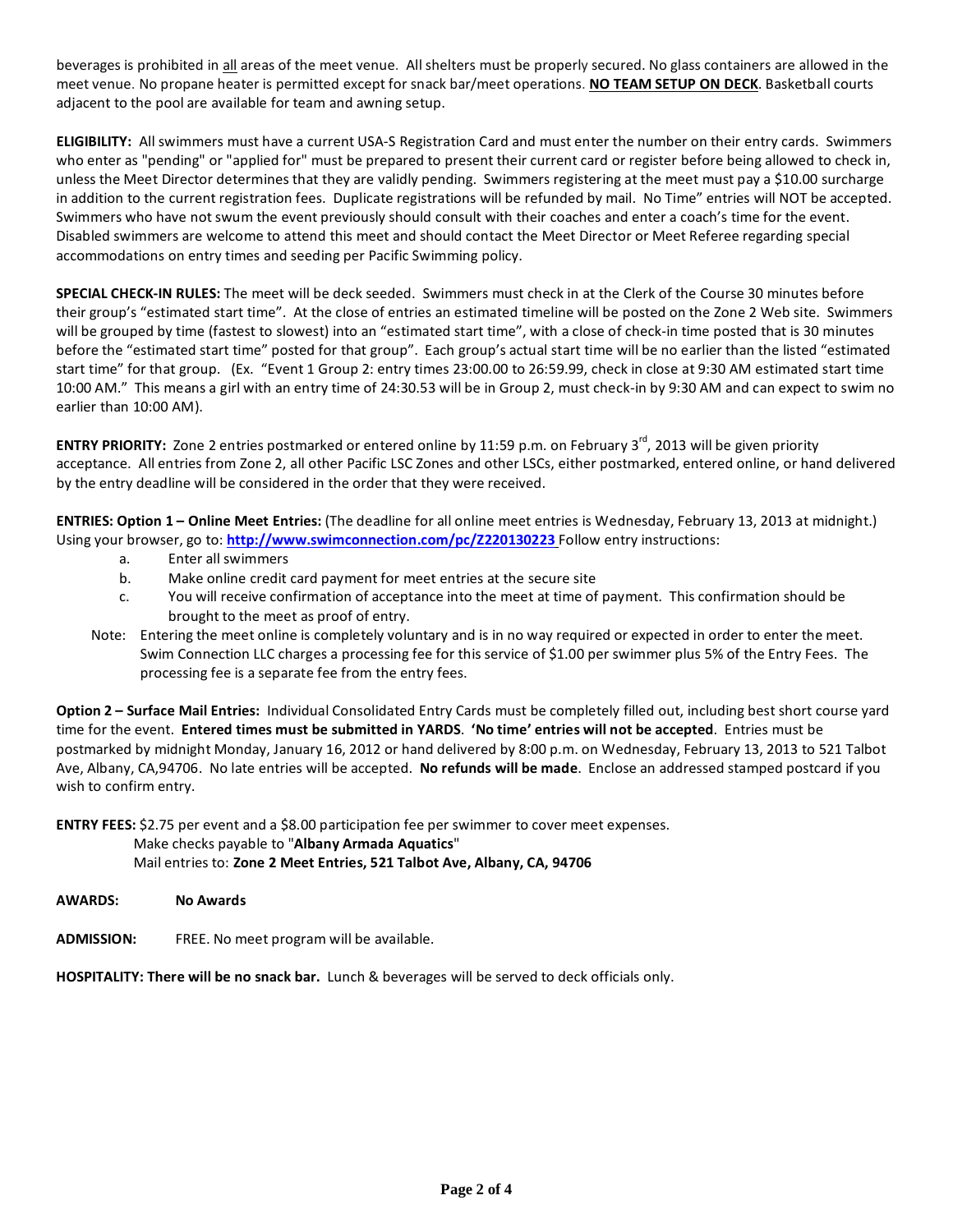beverages is prohibited in all areas of the meet venue. All shelters must be properly secured. No glass containers are allowed in the meet venue. No propane heater is permitted except for snack bar/meet operations. **NO TEAM SETUP ON DECK**. Basketball courts adjacent to the pool are available for team and awning setup.

**ELIGIBILITY:** All swimmers must have a current USA-S Registration Card and must enter the number on their entry cards. Swimmers who enter as "pending" or "applied for" must be prepared to present their current card or register before being allowed to check in, unless the Meet Director determines that they are validly pending. Swimmers registering at the meet must pay a $10.00 surcharge in addition to the current registration fees. Duplicate registrations will be refunded by mail. No Time" entries will NOT be accepted. Swimmers who have not swum the event previously should consult with their coaches and enter a coach's time for the event. Disabled swimmers are welcome to attend this meet and should contact the Meet Director or Meet Referee regarding special accommodations on entry times and seeding per Pacific Swimming policy.

**SPECIAL CHECK-IN RULES:** The meet will be deck seeded. Swimmers must check in at the Clerk of the Course 30 minutes before their group's "estimated start time". At the close of entries an estimated timeline will be posted on the Zone 2 Web site. Swimmers will be grouped by time (fastest to slowest) into an "estimated start time", with a close of check-in time posted that is 30 minutes before the "estimated start time" posted for that group". Each group's actual start time will be no earlier than the listed "estimated start time" for that group. (Ex. "Event 1 Group 2: entry times 23:00.00 to 26:59.99, check in close at 9:30 AM estimated start time 10:00 AM." This means a girl with an entry time of 24:30.53 will be in Group 2, must check-in by 9:30 AM and can expect to swim no earlier than 10:00 AM).

**ENTRY PRIORITY:** Zone 2 entries postmarked or entered online by 11:59 p.m. on February 3rd, 2013 will be given priority acceptance. All entries from Zone 2, all other Pacific LSC Zones and other LSCs, either postmarked, entered online, or hand delivered by the entry deadline will be considered in the order that they were received.

**ENTRIES: Option 1 – Online Meet Entries:** (The deadline for all online meet entries is Wednesday, February 13, 2013 at midnight.) Using your browser, go to: **http://www.swimconnection.com/pc/Z220130223** Follow entry instructions:

a. Enter all swimmers
b. Make online credit card payment for meet entries at the secure site
c. You will receive confirmation of acceptance into the meet at time of payment. This confirmation should be brought to the meet as proof of entry.

Note: Entering the meet online is completely voluntary and is in no way required or expected in order to enter the meet. Swim Connection LLC charges a processing fee for this service of $1.00 per swimmer plus 5% of the Entry Fees. The processing fee is a separate fee from the entry fees.

**Option 2 – Surface Mail Entries:** Individual Consolidated Entry Cards must be completely filled out, including best short course yard time for the event. **Entered times must be submitted in YARDS**. **'No time' entries will not be accepted**. Entries must be postmarked by midnight Monday, January 16, 2012 or hand delivered by 8:00 p.m. on Wednesday, February 13, 2013 to 521 Talbot Ave, Albany, CA,94706. No late entries will be accepted. **No refunds will be made**. Enclose an addressed stamped postcard if you wish to confirm entry.

**ENTRY FEES:** $2.75 per event and a $8.00 participation fee per swimmer to cover meet expenses.
Make checks payable to "**Albany Armada Aquatics**"
Mail entries to: **Zone 2 Meet Entries, 521 Talbot Ave, Albany, CA, 94706**

**AWARDS:** **No Awards**

**ADMISSION:** FREE. No meet program will be available.

**HOSPITALITY: There will be no snack bar.** Lunch & beverages will be served to deck officials only.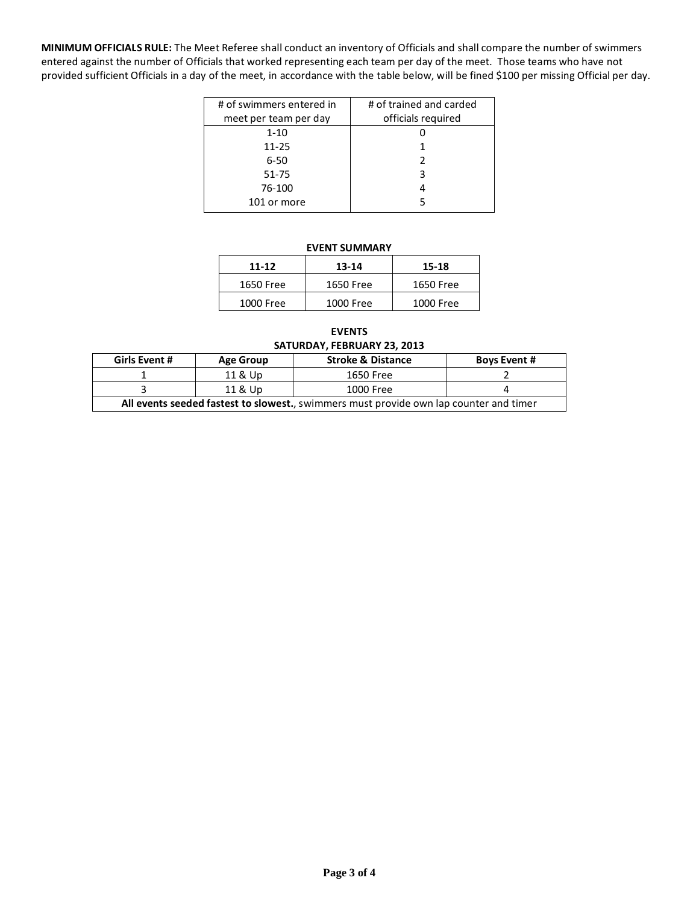**MINIMUM OFFICIALS RULE:** The Meet Referee shall conduct an inventory of Officials and shall compare the number of swimmers entered against the number of Officials that worked representing each team per day of the meet. Those teams who have not provided sufficient Officials in a day of the meet, in accordance with the table below, will be fined $100 per missing Official per day.

| # of swimmers entered in meet per team per day | # of trained and carded officials required |
|---|---|
| 1-10 | 0 |
| 11-25 | 1 |
| 6-50 | 2 |
| 51-75 | 3 |
| 76-100 | 4 |
| 101 or more | 5 |

**EVENT SUMMARY**

| 11-12 | 13-14 | 15-18 |
|---|---|---|
| 1650 Free | 1650 Free | 1650 Free |
| 1000 Free | 1000 Free | 1000 Free |

**EVENTS**
**SATURDAY, FEBRUARY 23, 2013**

| Girls Event # | Age Group | Stroke & Distance | Boys Event # |
|---|---|---|---|
| 1 | 11 & Up | 1650 Free | 2 |
| 3 | 11 & Up | 1000 Free | 4 |
| **All events seeded fastest to slowest.**, swimmers must provide own lap counter and timer | | | |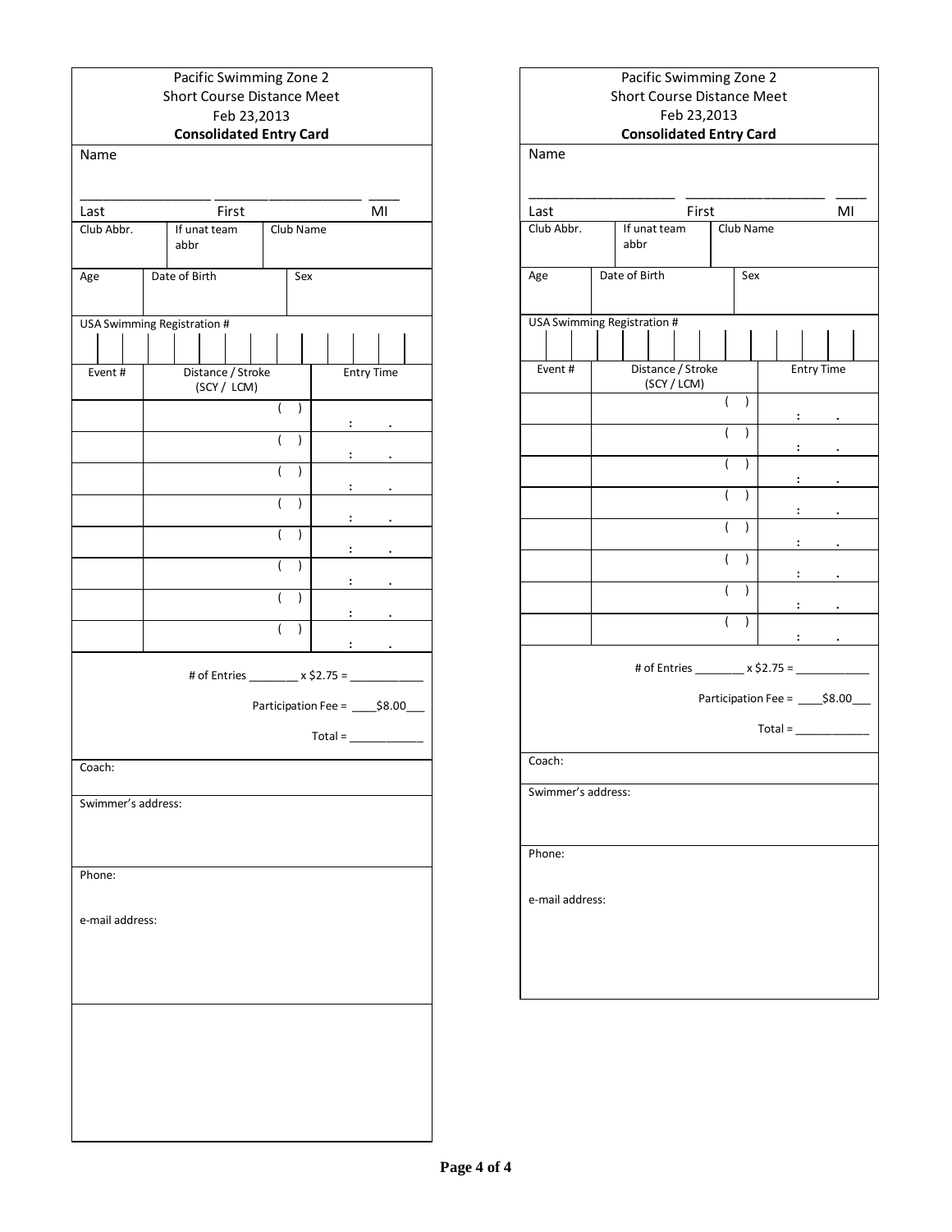Pacific Swimming Zone 2
Short Course Distance Meet
Feb 23,2013
**Consolidated Entry Card**

Name

\_\_\_\_\_\_\_\_\_\_\_\_\_\_\_\_\_\_ \_\_\_\_\_\_\_\_\_\_\_\_\_\_\_\_\_\_ \_\_\_\_

Last First MI

| Club Abbr. | If unat team abbr | Club Name |
|---|---|---|

| Age | Date of Birth | Sex |
|---|---|---|

USA Swimming Registration #

| Event # | Distance / Stroke (SCY / LCM) | Entry Time |
|---|---|---|
| | ( ) | : . |
| | ( ) | : . |
| | ( ) | : . |
| | ( ) | : . |
| | ( ) | : . |
| | ( ) | : . |
| | ( ) | : . |
| | ( ) | : . |

# of Entries \_\_\_\_\_\_\_\_ x $2.75 = \_\_\_\_\_\_\_\_\_\_\_\_

Participation Fee = \_\_\_\_$8.00\_\_\_

Total = \_\_\_\_\_\_\_\_\_\_\_\_

Coach:

Swimmer's address:

Phone:

e-mail address:

Pacific Swimming Zone 2
Short Course Distance Meet
Feb 23,2013
**Consolidated Entry Card**

Name

\_\_\_\_\_\_\_\_\_\_\_\_\_\_\_\_\_\_ \_\_\_\_\_\_\_\_\_\_\_\_\_\_\_\_\_\_ \_\_\_\_

Last First MI

| Club Abbr. | If unat team abbr | Club Name |
|---|---|---|

| Age | Date of Birth | Sex |
|---|---|---|

USA Swimming Registration #

| Event # | Distance / Stroke (SCY / LCM) | Entry Time |
|---|---|---|
| | ( ) | : . |
| | ( ) | : . |
| | ( ) | : . |
| | ( ) | : . |
| | ( ) | : . |
| | ( ) | : . |
| | ( ) | : . |
| | ( ) | : . |

# of Entries \_\_\_\_\_\_\_\_ x $2.75 = \_\_\_\_\_\_\_\_\_\_\_\_

Participation Fee = \_\_\_\_$8.00\_\_\_

Total = \_\_\_\_\_\_\_\_\_\_\_\_

Coach:

Swimmer's address:

Phone:

e-mail address: